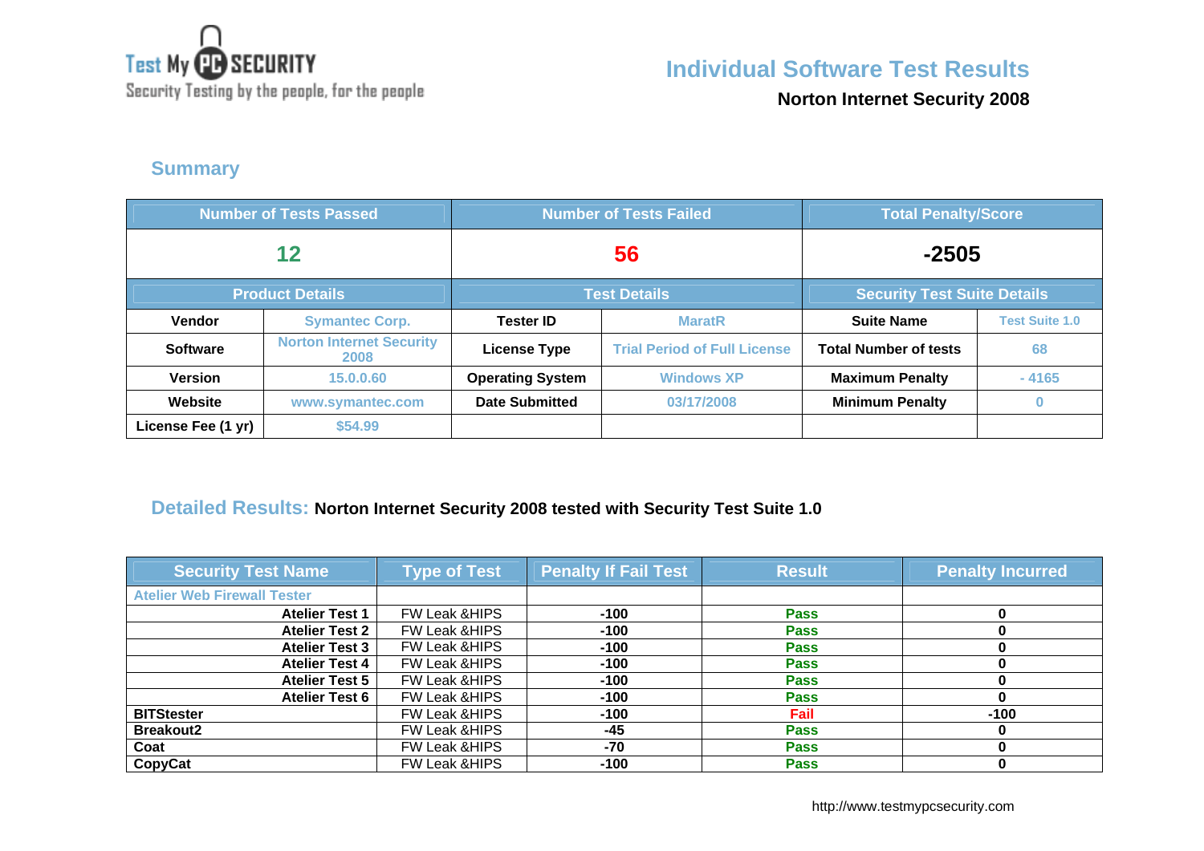Test My PC SECURITY
Security Testing by the people, for the people

# Individual Software Test Results

**Norton Internet Security 2008**

## Summary

| Number of Tests Passed | | Number of Tests Failed | | Total Penalty/Score | |
|---|---|---|---|---|---|
| 12 | | 56 | | -2505 | |
| **Product Details** | | **Test Details** | | **Security Test Suite Details** | |
| **Vendor** | Symantec Corp. | **Tester ID** | MaratR | **Suite Name** | Test Suite 1.0 |
| **Software** | Norton Internet Security 2008 | **License Type** | Trial Period of Full License | **Total Number of tests** | 68 |
| **Version** | 15.0.0.60 | **Operating System** | Windows XP | **Maximum Penalty** | - 4165 |
| **Website** | www.symantec.com | **Date Submitted** | 03/17/2008 | **Minimum Penalty** | 0 |
| **License Fee (1 yr)** | $54.99 | | | | |

## Detailed Results: Norton Internet Security 2008 tested with Security Test Suite 1.0

| Security Test Name | Type of Test | Penalty If Fail Test | Result | Penalty Incurred |
|---|---|---|---|---|
| Atelier Web Firewall Tester | | | | |
| **Atelier Test 1** | FW Leak &HIPS | **-100** | **Pass** | **0** |
| **Atelier Test 2** | FW Leak &HIPS | **-100** | **Pass** | **0** |
| **Atelier Test 3** | FW Leak &HIPS | **-100** | **Pass** | **0** |
| **Atelier Test 4** | FW Leak &HIPS | **-100** | **Pass** | **0** |
| **Atelier Test 5** | FW Leak &HIPS | **-100** | **Pass** | **0** |
| **Atelier Test 6** | FW Leak &HIPS | **-100** | **Pass** | **0** |
| **BITStester** | FW Leak &HIPS | **-100** | **Fail** | **-100** |
| **Breakout2** | FW Leak &HIPS | **-45** | **Pass** | **0** |
| **Coat** | FW Leak &HIPS | **-70** | **Pass** | **0** |
| **CopyCat** | FW Leak &HIPS | **-100** | **Pass** | **0** |

http://www.testmypcsecurity.com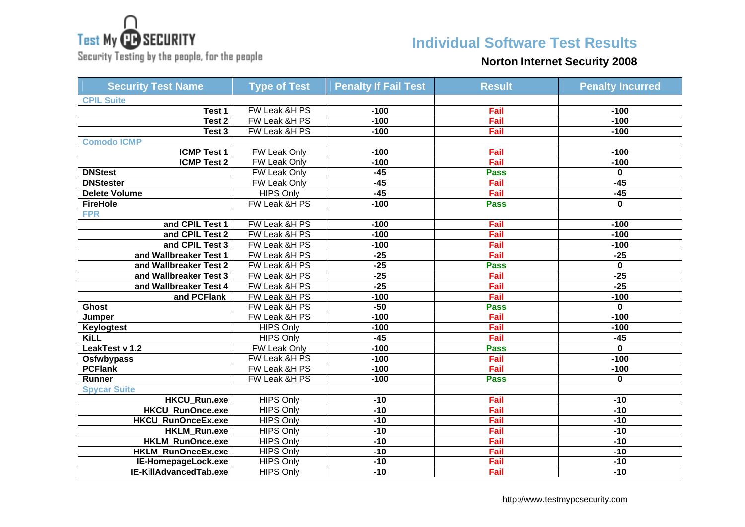Test My PC SECURITY
Security Testing by the people, for the people

# Individual Software Test Results

## Norton Internet Security 2008

| Security Test Name | Type of Test | Penalty If Fail Test | Result | Penalty Incurred |
|---|---|---|---|---|
| CPIL Suite | | | | |
| Test 1 | FW Leak &HIPS | -100 | Fail | -100 |
| Test 2 | FW Leak &HIPS | -100 | Fail | -100 |
| Test 3 | FW Leak &HIPS | -100 | Fail | -100 |
| Comodo ICMP | | | | |
| ICMP Test 1 | FW Leak Only | -100 | Fail | -100 |
| ICMP Test 2 | FW Leak Only | -100 | Fail | -100 |
| DNStest | FW Leak Only | -45 | Pass | 0 |
| DNStester | FW Leak Only | -45 | Fail | -45 |
| Delete Volume | HIPS Only | -45 | Fail | -45 |
| FireHole | FW Leak &HIPS | -100 | Pass | 0 |
| FPR | | | | |
| and CPIL Test 1 | FW Leak &HIPS | -100 | Fail | -100 |
| and CPIL Test 2 | FW Leak &HIPS | -100 | Fail | -100 |
| and CPIL Test 3 | FW Leak &HIPS | -100 | Fail | -100 |
| and Wallbreaker Test 1 | FW Leak &HIPS | -25 | Fail | -25 |
| and Wallbreaker Test 2 | FW Leak &HIPS | -25 | Pass | 0 |
| and Wallbreaker Test 3 | FW Leak &HIPS | -25 | Fail | -25 |
| and Wallbreaker Test 4 | FW Leak &HIPS | -25 | Fail | -25 |
| and PCFlank | FW Leak &HIPS | -100 | Fail | -100 |
| Ghost | FW Leak &HIPS | -50 | Pass | 0 |
| Jumper | FW Leak &HIPS | -100 | Fail | -100 |
| Keylogtest | HIPS Only | -100 | Fail | -100 |
| KiLL | HIPS Only | -45 | Fail | -45 |
| LeakTest v 1.2 | FW Leak Only | -100 | Pass | 0 |
| Osfwbypass | FW Leak &HIPS | -100 | Fail | -100 |
| PCFlank | FW Leak &HIPS | -100 | Fail | -100 |
| Runner | FW Leak &HIPS | -100 | Pass | 0 |
| Spycar Suite | | | | |
| HKCU_Run.exe | HIPS Only | -10 | Fail | -10 |
| HKCU_RunOnce.exe | HIPS Only | -10 | Fail | -10 |
| HKCU_RunOnceEx.exe | HIPS Only | -10 | Fail | -10 |
| HKLM_Run.exe | HIPS Only | -10 | Fail | -10 |
| HKLM_RunOnce.exe | HIPS Only | -10 | Fail | -10 |
| HKLM_RunOnceEx.exe | HIPS Only | -10 | Fail | -10 |
| IE-HomepageLock.exe | HIPS Only | -10 | Fail | -10 |
| IE-KillAdvancedTab.exe | HIPS Only | -10 | Fail | -10 |

http://www.testmypcsecurity.com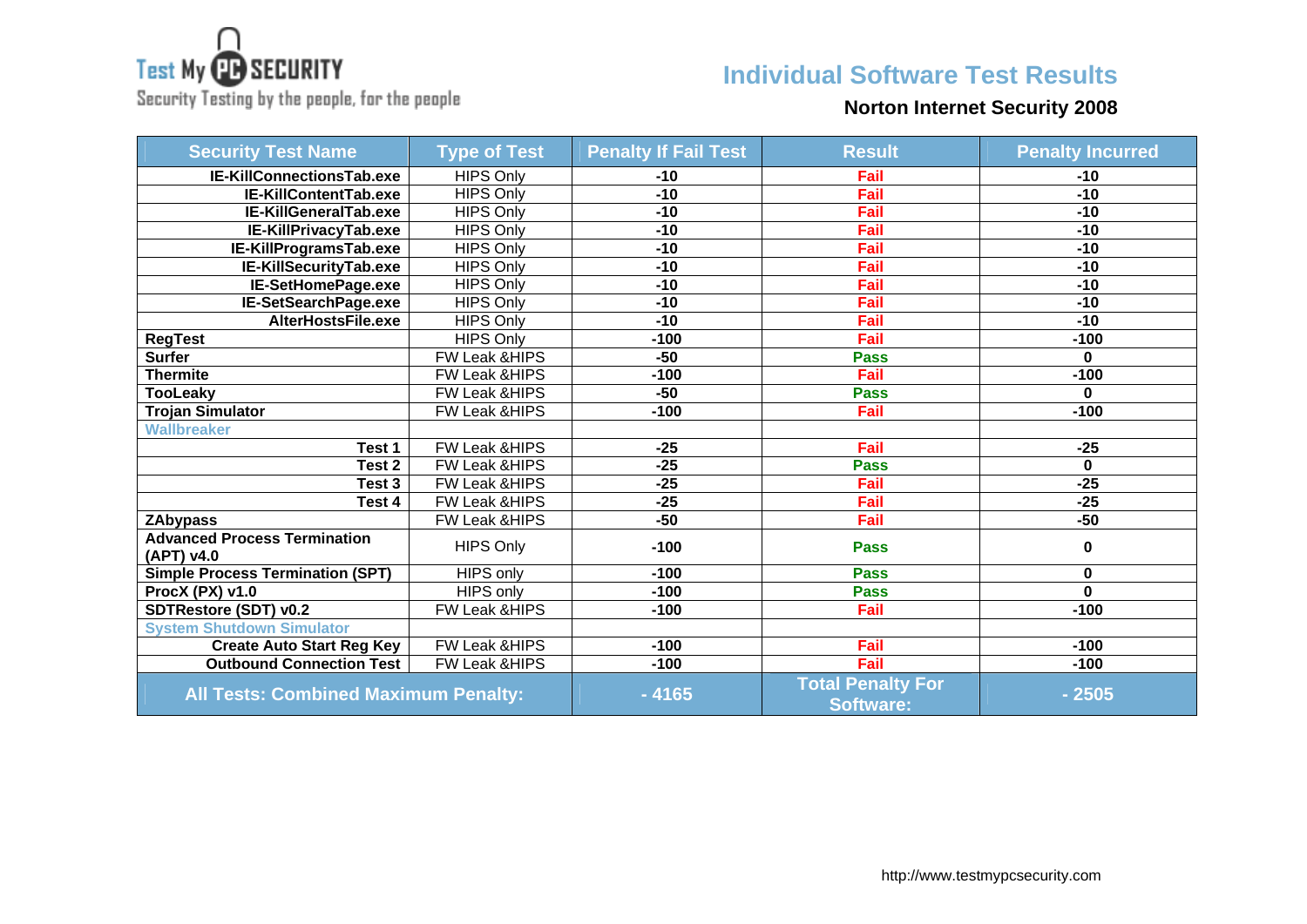Test My PC SECURITY
Security Testing by the people, for the people

# Individual Software Test Results

## Norton Internet Security 2008

| Security Test Name | Type of Test | Penalty If Fail Test | Result | Penalty Incurred |
|---|---|---|---|---|
| IE-KillConnectionsTab.exe | HIPS Only | -10 | Fail | -10 |
| IE-KillContentTab.exe | HIPS Only | -10 | Fail | -10 |
| IE-KillGeneralTab.exe | HIPS Only | -10 | Fail | -10 |
| IE-KillPrivacyTab.exe | HIPS Only | -10 | Fail | -10 |
| IE-KillProgramsTab.exe | HIPS Only | -10 | Fail | -10 |
| IE-KillSecurityTab.exe | HIPS Only | -10 | Fail | -10 |
| IE-SetHomePage.exe | HIPS Only | -10 | Fail | -10 |
| IE-SetSearchPage.exe | HIPS Only | -10 | Fail | -10 |
| AlterHostsFile.exe | HIPS Only | -10 | Fail | -10 |
| RegTest | HIPS Only | -100 | Fail | -100 |
| Surfer | FW Leak &HIPS | -50 | Pass | 0 |
| Thermite | FW Leak &HIPS | -100 | Fail | -100 |
| TooLeaky | FW Leak &HIPS | -50 | Pass | 0 |
| Trojan Simulator | FW Leak &HIPS | -100 | Fail | -100 |
| Wallbreaker | | | | |
| Test 1 | FW Leak &HIPS | -25 | Fail | -25 |
| Test 2 | FW Leak &HIPS | -25 | Pass | 0 |
| Test 3 | FW Leak &HIPS | -25 | Fail | -25 |
| Test 4 | FW Leak &HIPS | -25 | Fail | -25 |
| ZAbypass | FW Leak &HIPS | -50 | Fail | -50 |
| Advanced Process Termination (APT) v4.0 | HIPS Only | -100 | Pass | 0 |
| Simple Process Termination (SPT) | HIPS only | -100 | Pass | 0 |
| ProcX (PX) v1.0 | HIPS only | -100 | Pass | 0 |
| SDTRestore (SDT) v0.2 | FW Leak &HIPS | -100 | Fail | -100 |
| System Shutdown Simulator | | | | |
| Create Auto Start Reg Key | FW Leak &HIPS | -100 | Fail | -100 |
| Outbound Connection Test | FW Leak &HIPS | -100 | Fail | -100 |
| **All Tests: Combined Maximum Penalty:** | | **- 4165** | **Total Penalty For Software:** | **- 2505** |

http://www.testmypcsecurity.com